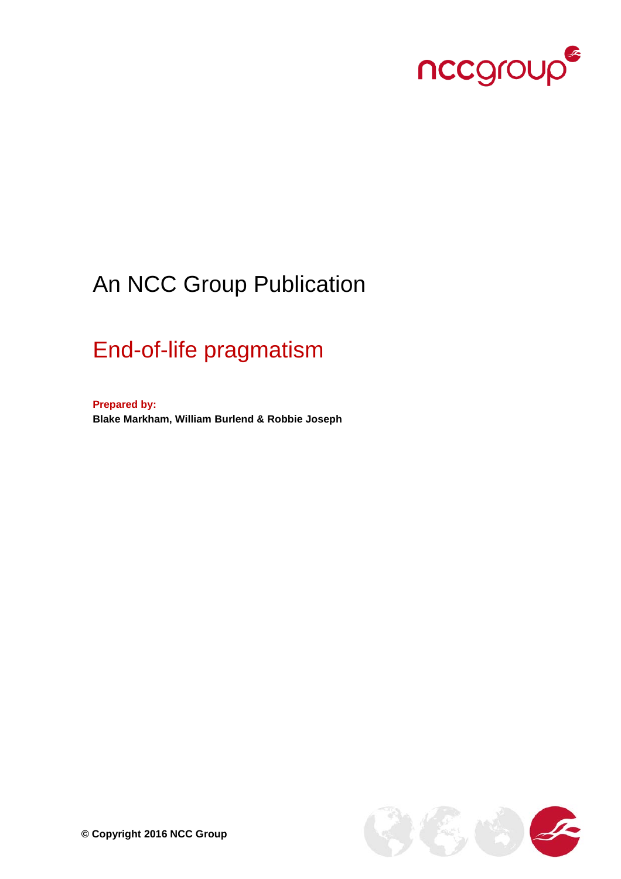An NCC Group Publication

# End-of-life pragmatism

**Prepared by:**

**Blake Markham, William Burlend & Robbie Joseph**

**© Copyright 2016 NCC Group**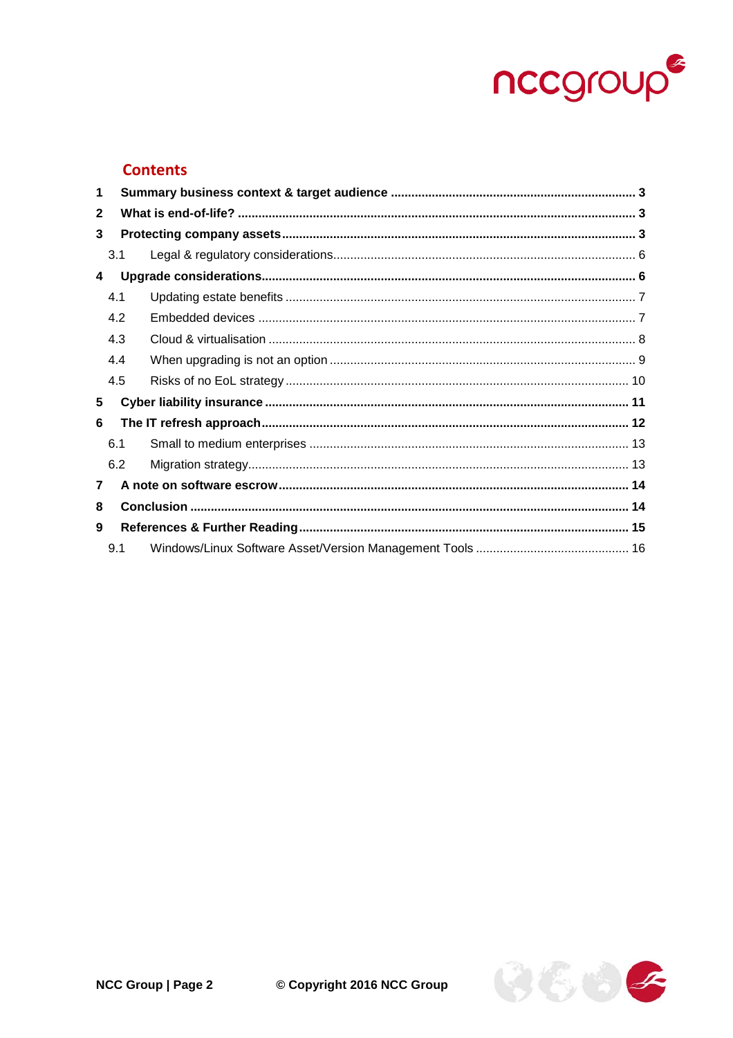## Contents

1 Summary business context & target audience ....................................................................... 3
2 What is end-of-life? ................................................................................................................... 3
3 Protecting company assets ...................................................................................................... 3
  3.1 Legal & regulatory considerations ....................................................................................... 6
4 Upgrade considerations ............................................................................................................ 6
  4.1 Updating estate benefits ..................................................................................................... 7
  4.2 Embedded devices ............................................................................................................. 7
  4.3 Cloud & virtualisation .......................................................................................................... 8
  4.4 When upgrading is not an option ........................................................................................ 9
  4.5 Risks of no EoL strategy ................................................................................................... 10
5 Cyber liability insurance ......................................................................................................... 11
6 The IT refresh approach .......................................................................................................... 12
  6.1 Small to medium enterprises ............................................................................................ 13
  6.2 Migration strategy .............................................................................................................. 13
7 A note on software escrow ..................................................................................................... 14
8 Conclusion ............................................................................................................................... 14
9 References & Further Reading ............................................................................................... 15
  9.1 Windows/Linux Software Asset/Version Management Tools ............................................ 16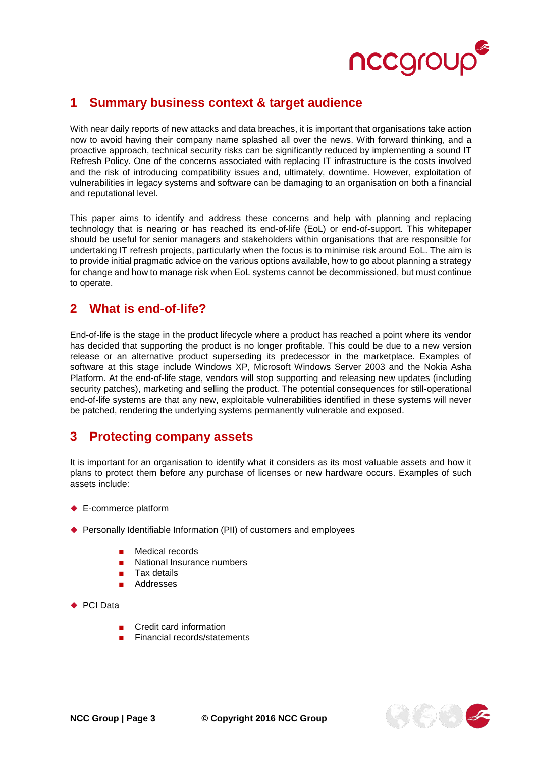## 1 Summary business context & target audience

With near daily reports of new attacks and data breaches, it is important that organisations take action now to avoid having their company name splashed all over the news. With forward thinking, and a proactive approach, technical security risks can be significantly reduced by implementing a sound IT Refresh Policy. One of the concerns associated with replacing IT infrastructure is the costs involved and the risk of introducing compatibility issues and, ultimately, downtime. However, exploitation of vulnerabilities in legacy systems and software can be damaging to an organisation on both a financial and reputational level.

This paper aims to identify and address these concerns and help with planning and replacing technology that is nearing or has reached its end-of-life (EoL) or end-of-support. This whitepaper should be useful for senior managers and stakeholders within organisations that are responsible for undertaking IT refresh projects, particularly when the focus is to minimise risk around EoL. The aim is to provide initial pragmatic advice on the various options available, how to go about planning a strategy for change and how to manage risk when EoL systems cannot be decommissioned, but must continue to operate.

## 2 What is end-of-life?

End-of-life is the stage in the product lifecycle where a product has reached a point where its vendor has decided that supporting the product is no longer profitable. This could be due to a new version release or an alternative product superseding its predecessor in the marketplace. Examples of software at this stage include Windows XP, Microsoft Windows Server 2003 and the Nokia Asha Platform. At the end-of-life stage, vendors will stop supporting and releasing new updates (including security patches), marketing and selling the product. The potential consequences for still-operational end-of-life systems are that any new, exploitable vulnerabilities identified in these systems will never be patched, rendering the underlying systems permanently vulnerable and exposed.

## 3 Protecting company assets

It is important for an organisation to identify what it considers as its most valuable assets and how it plans to protect them before any purchase of licenses or new hardware occurs. Examples of such assets include:

- E-commerce platform
- Personally Identifiable Information (PII) of customers and employees
    - Medical records
    - National Insurance numbers
    - Tax details
    - Addresses
- PCI Data
    - Credit card information
    - Financial records/statements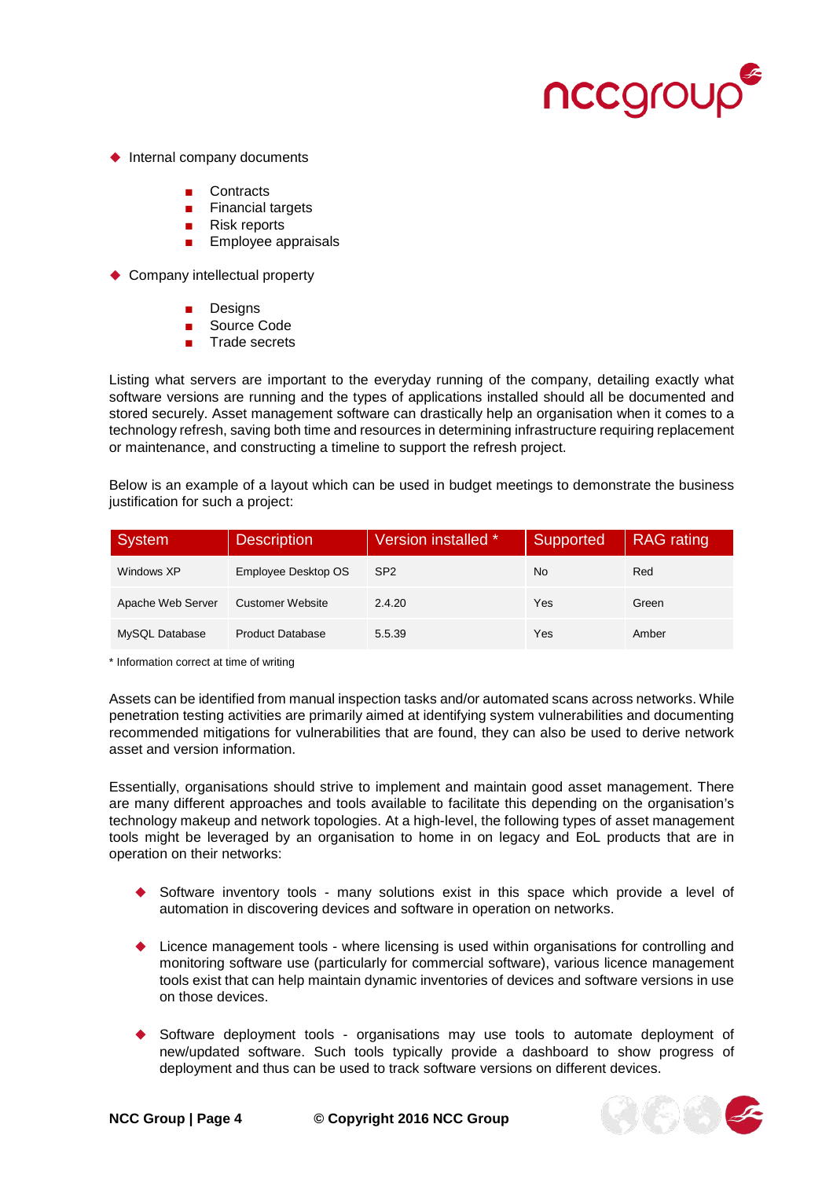- Internal company documents

    - Contracts
    - Financial targets
    - Risk reports
    - Employee appraisals

- Company intellectual property

    - Designs
    - Source Code
    - Trade secrets

Listing what servers are important to the everyday running of the company, detailing exactly what software versions are running and the types of applications installed should all be documented and stored securely. Asset management software can drastically help an organisation when it comes to a technology refresh, saving both time and resources in determining infrastructure requiring replacement or maintenance, and constructing a timeline to support the refresh project.

Below is an example of a layout which can be used in budget meetings to demonstrate the business justification for such a project:

| System | Description | Version installed * | Supported | RAG rating |
|---|---|---|---|---|
| Windows XP | Employee Desktop OS | SP2 | No | Red |
| Apache Web Server | Customer Website | 2.4.20 | Yes | Green |
| MySQL Database | Product Database | 5.5.39 | Yes | Amber |

* Information correct at time of writing

Assets can be identified from manual inspection tasks and/or automated scans across networks. While penetration testing activities are primarily aimed at identifying system vulnerabilities and documenting recommended mitigations for vulnerabilities that are found, they can also be used to derive network asset and version information.

Essentially, organisations should strive to implement and maintain good asset management. There are many different approaches and tools available to facilitate this depending on the organisation's technology makeup and network topologies. At a high-level, the following types of asset management tools might be leveraged by an organisation to home in on legacy and EoL products that are in operation on their networks:

- Software inventory tools - many solutions exist in this space which provide a level of automation in discovering devices and software in operation on networks.

- Licence management tools - where licensing is used within organisations for controlling and monitoring software use (particularly for commercial software), various licence management tools exist that can help maintain dynamic inventories of devices and software versions in use on those devices.

- Software deployment tools - organisations may use tools to automate deployment of new/updated software. Such tools typically provide a dashboard to show progress of deployment and thus can be used to track software versions on different devices.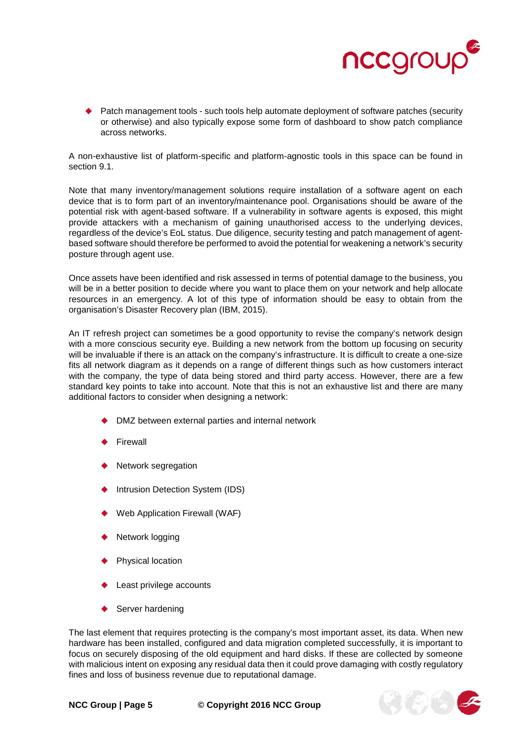- Patch management tools - such tools help automate deployment of software patches (security or otherwise) and also typically expose some form of dashboard to show patch compliance across networks.

A non-exhaustive list of platform-specific and platform-agnostic tools in this space can be found in section 9.1.

Note that many inventory/management solutions require installation of a software agent on each device that is to form part of an inventory/maintenance pool. Organisations should be aware of the potential risk with agent-based software. If a vulnerability in software agents is exposed, this might provide attackers with a mechanism of gaining unauthorised access to the underlying devices, regardless of the device's EoL status. Due diligence, security testing and patch management of agent-based software should therefore be performed to avoid the potential for weakening a network's security posture through agent use.

Once assets have been identified and risk assessed in terms of potential damage to the business, you will be in a better position to decide where you want to place them on your network and help allocate resources in an emergency. A lot of this type of information should be easy to obtain from the organisation's Disaster Recovery plan (IBM, 2015).

An IT refresh project can sometimes be a good opportunity to revise the company's network design with a more conscious security eye. Building a new network from the bottom up focusing on security will be invaluable if there is an attack on the company's infrastructure. It is difficult to create a one-size fits all network diagram as it depends on a range of different things such as how customers interact with the company, the type of data being stored and third party access. However, there are a few standard key points to take into account. Note that this is not an exhaustive list and there are many additional factors to consider when designing a network:

- DMZ between external parties and internal network
- Firewall
- Network segregation
- Intrusion Detection System (IDS)
- Web Application Firewall (WAF)
- Network logging
- Physical location
- Least privilege accounts
- Server hardening

The last element that requires protecting is the company's most important asset, its data. When new hardware has been installed, configured and data migration completed successfully, it is important to focus on securely disposing of the old equipment and hard disks. If these are collected by someone with malicious intent on exposing any residual data then it could prove damaging with costly regulatory fines and loss of business revenue due to reputational damage.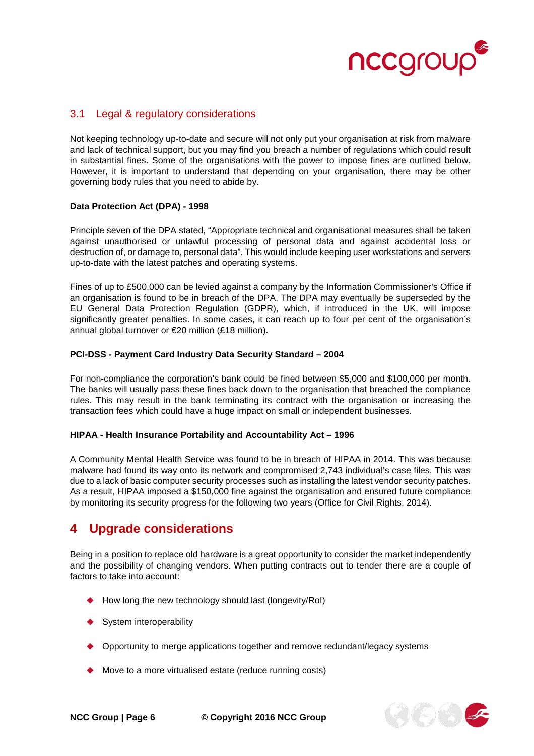## 3.1 Legal & regulatory considerations

Not keeping technology up-to-date and secure will not only put your organisation at risk from malware and lack of technical support, but you may find you breach a number of regulations which could result in substantial fines. Some of the organisations with the power to impose fines are outlined below. However, it is important to understand that depending on your organisation, there may be other governing body rules that you need to abide by.

**Data Protection Act (DPA) - 1998**

Principle seven of the DPA stated, "Appropriate technical and organisational measures shall be taken against unauthorised or unlawful processing of personal data and against accidental loss or destruction of, or damage to, personal data". This would include keeping user workstations and servers up-to-date with the latest patches and operating systems.

Fines of up to £500,000 can be levied against a company by the Information Commissioner's Office if an organisation is found to be in breach of the DPA. The DPA may eventually be superseded by the EU General Data Protection Regulation (GDPR), which, if introduced in the UK, will impose significantly greater penalties. In some cases, it can reach up to four per cent of the organisation's annual global turnover or €20 million (£18 million).

**PCI-DSS - Payment Card Industry Data Security Standard – 2004**

For non-compliance the corporation's bank could be fined between $5,000 and $100,000 per month. The banks will usually pass these fines back down to the organisation that breached the compliance rules. This may result in the bank terminating its contract with the organisation or increasing the transaction fees which could have a huge impact on small or independent businesses.

**HIPAA - Health Insurance Portability and Accountability Act – 1996**

A Community Mental Health Service was found to be in breach of HIPAA in 2014. This was because malware had found its way onto its network and compromised 2,743 individual's case files. This was due to a lack of basic computer security processes such as installing the latest vendor security patches. As a result, HIPAA imposed a $150,000 fine against the organisation and ensured future compliance by monitoring its security progress for the following two years (Office for Civil Rights, 2014).

# 4 Upgrade considerations

Being in a position to replace old hardware is a great opportunity to consider the market independently and the possibility of changing vendors. When putting contracts out to tender there are a couple of factors to take into account:

- How long the new technology should last (longevity/RoI)
- System interoperability
- Opportunity to merge applications together and remove redundant/legacy systems
- Move to a more virtualised estate (reduce running costs)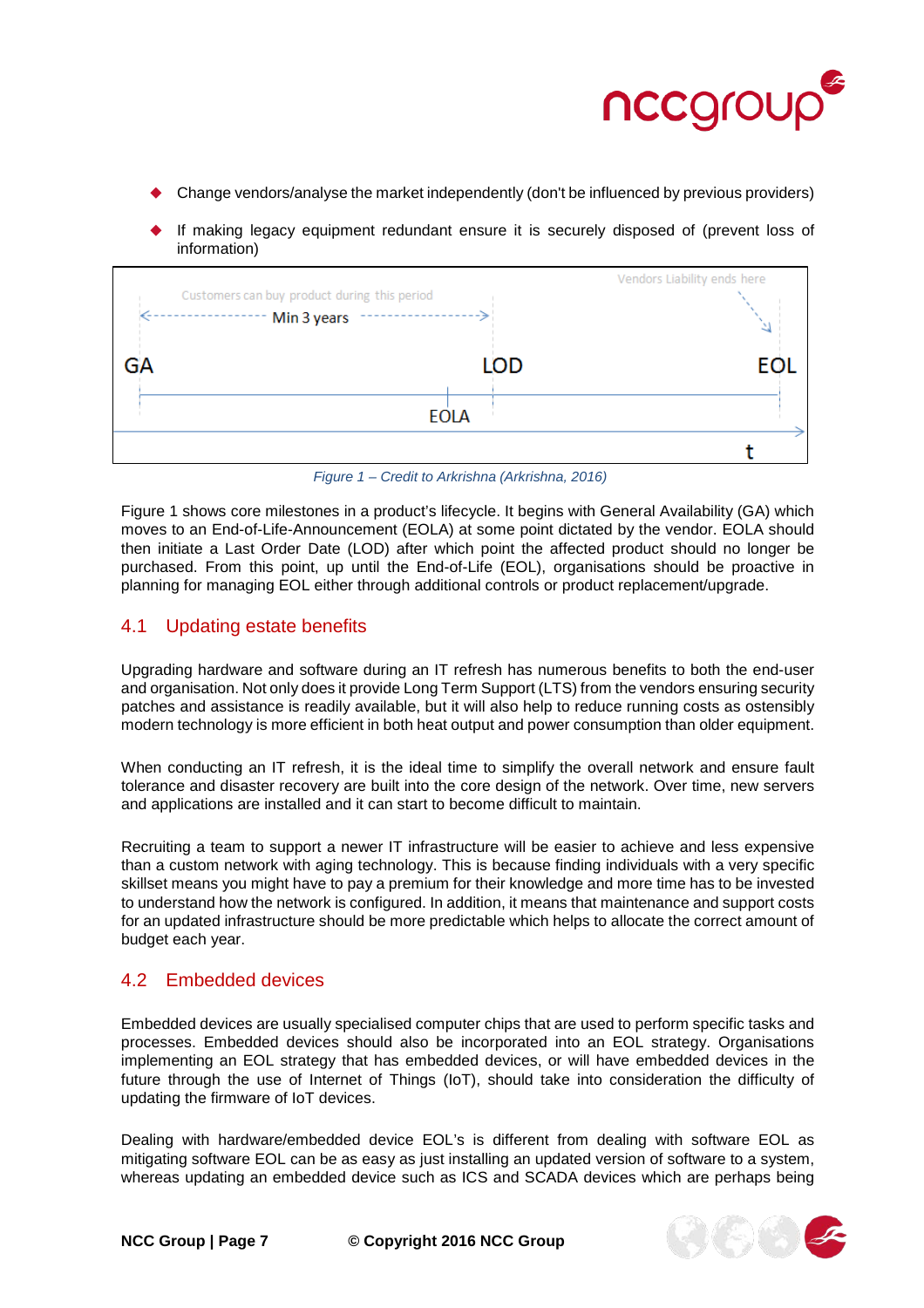- Change vendors/analyse the market independently (don't be influenced by previous providers)
- If making legacy equipment redundant ensure it is securely disposed of (prevent loss of information)

Customers can buy product during this period

Min 3 years

Vendors Liability ends here

GA LOD EOL

EOLA

t

*Figure 1 – Credit to Arkrishna (Arkrishna, 2016)*

Figure 1 shows core milestones in a product's lifecycle. It begins with General Availability (GA) which moves to an End-of-Life-Announcement (EOLA) at some point dictated by the vendor. EOLA should then initiate a Last Order Date (LOD) after which point the affected product should no longer be purchased. From this point, up until the End-of-Life (EOL), organisations should be proactive in planning for managing EOL either through additional controls or product replacement/upgrade.

## 4.1 Updating estate benefits

Upgrading hardware and software during an IT refresh has numerous benefits to both the end-user and organisation. Not only does it provide Long Term Support (LTS) from the vendors ensuring security patches and assistance is readily available, but it will also help to reduce running costs as ostensibly modern technology is more efficient in both heat output and power consumption than older equipment.

When conducting an IT refresh, it is the ideal time to simplify the overall network and ensure fault tolerance and disaster recovery are built into the core design of the network. Over time, new servers and applications are installed and it can start to become difficult to maintain.

Recruiting a team to support a newer IT infrastructure will be easier to achieve and less expensive than a custom network with aging technology. This is because finding individuals with a very specific skillset means you might have to pay a premium for their knowledge and more time has to be invested to understand how the network is configured. In addition, it means that maintenance and support costs for an updated infrastructure should be more predictable which helps to allocate the correct amount of budget each year.

## 4.2 Embedded devices

Embedded devices are usually specialised computer chips that are used to perform specific tasks and processes. Embedded devices should also be incorporated into an EOL strategy. Organisations implementing an EOL strategy that has embedded devices, or will have embedded devices in the future through the use of Internet of Things (IoT), should take into consideration the difficulty of updating the firmware of IoT devices.

Dealing with hardware/embedded device EOL's is different from dealing with software EOL as mitigating software EOL can be as easy as just installing an updated version of software to a system, whereas updating an embedded device such as ICS and SCADA devices which are perhaps being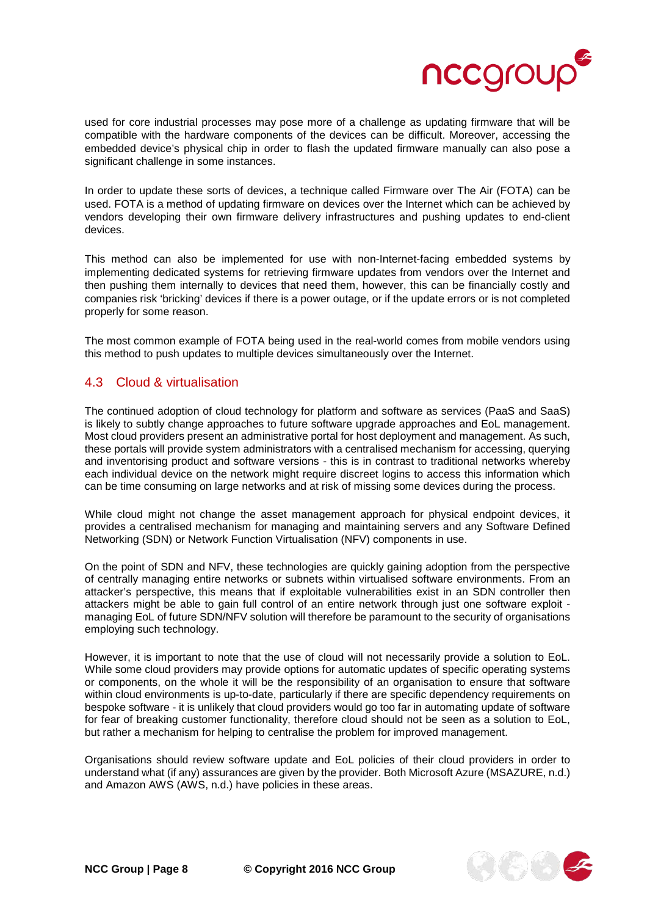used for core industrial processes may pose more of a challenge as updating firmware that will be compatible with the hardware components of the devices can be difficult. Moreover, accessing the embedded device's physical chip in order to flash the updated firmware manually can also pose a significant challenge in some instances.

In order to update these sorts of devices, a technique called Firmware over The Air (FOTA) can be used. FOTA is a method of updating firmware on devices over the Internet which can be achieved by vendors developing their own firmware delivery infrastructures and pushing updates to end-client devices.

This method can also be implemented for use with non-Internet-facing embedded systems by implementing dedicated systems for retrieving firmware updates from vendors over the Internet and then pushing them internally to devices that need them, however, this can be financially costly and companies risk 'bricking' devices if there is a power outage, or if the update errors or is not completed properly for some reason.

The most common example of FOTA being used in the real-world comes from mobile vendors using this method to push updates to multiple devices simultaneously over the Internet.

## 4.3 Cloud & virtualisation

The continued adoption of cloud technology for platform and software as services (PaaS and SaaS) is likely to subtly change approaches to future software upgrade approaches and EoL management. Most cloud providers present an administrative portal for host deployment and management. As such, these portals will provide system administrators with a centralised mechanism for accessing, querying and inventorising product and software versions - this is in contrast to traditional networks whereby each individual device on the network might require discreet logins to access this information which can be time consuming on large networks and at risk of missing some devices during the process.

While cloud might not change the asset management approach for physical endpoint devices, it provides a centralised mechanism for managing and maintaining servers and any Software Defined Networking (SDN) or Network Function Virtualisation (NFV) components in use.

On the point of SDN and NFV, these technologies are quickly gaining adoption from the perspective of centrally managing entire networks or subnets within virtualised software environments. From an attacker's perspective, this means that if exploitable vulnerabilities exist in an SDN controller then attackers might be able to gain full control of an entire network through just one software exploit - managing EoL of future SDN/NFV solution will therefore be paramount to the security of organisations employing such technology.

However, it is important to note that the use of cloud will not necessarily provide a solution to EoL. While some cloud providers may provide options for automatic updates of specific operating systems or components, on the whole it will be the responsibility of an organisation to ensure that software within cloud environments is up-to-date, particularly if there are specific dependency requirements on bespoke software - it is unlikely that cloud providers would go too far in automating update of software for fear of breaking customer functionality, therefore cloud should not be seen as a solution to EoL, but rather a mechanism for helping to centralise the problem for improved management.

Organisations should review software update and EoL policies of their cloud providers in order to understand what (if any) assurances are given by the provider. Both Microsoft Azure (MSAZURE, n.d.) and Amazon AWS (AWS, n.d.) have policies in these areas.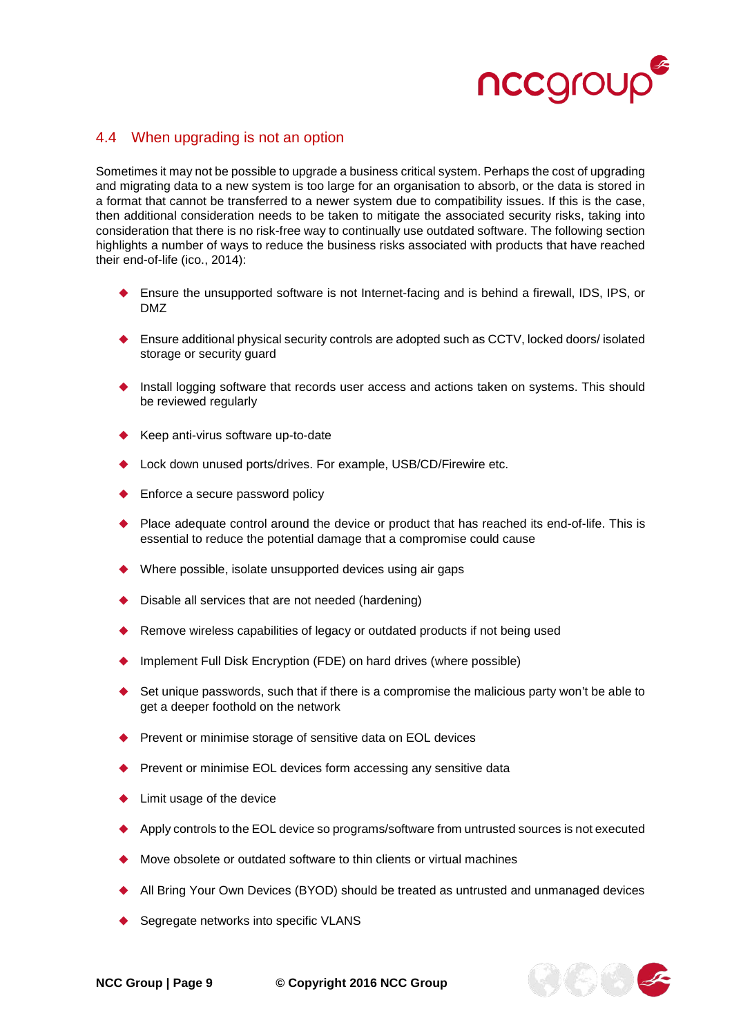## 4.4 When upgrading is not an option

Sometimes it may not be possible to upgrade a business critical system. Perhaps the cost of upgrading and migrating data to a new system is too large for an organisation to absorb, or the data is stored in a format that cannot be transferred to a newer system due to compatibility issues. If this is the case, then additional consideration needs to be taken to mitigate the associated security risks, taking into consideration that there is no risk-free way to continually use outdated software. The following section highlights a number of ways to reduce the business risks associated with products that have reached their end-of-life (ico., 2014):

- Ensure the unsupported software is not Internet-facing and is behind a firewall, IDS, IPS, or DMZ
- Ensure additional physical security controls are adopted such as CCTV, locked doors/ isolated storage or security guard
- Install logging software that records user access and actions taken on systems. This should be reviewed regularly
- Keep anti-virus software up-to-date
- Lock down unused ports/drives. For example, USB/CD/Firewire etc.
- Enforce a secure password policy
- Place adequate control around the device or product that has reached its end-of-life. This is essential to reduce the potential damage that a compromise could cause
- Where possible, isolate unsupported devices using air gaps
- Disable all services that are not needed (hardening)
- Remove wireless capabilities of legacy or outdated products if not being used
- Implement Full Disk Encryption (FDE) on hard drives (where possible)
- Set unique passwords, such that if there is a compromise the malicious party won't be able to get a deeper foothold on the network
- Prevent or minimise storage of sensitive data on EOL devices
- Prevent or minimise EOL devices form accessing any sensitive data
- Limit usage of the device
- Apply controls to the EOL device so programs/software from untrusted sources is not executed
- Move obsolete or outdated software to thin clients or virtual machines
- All Bring Your Own Devices (BYOD) should be treated as untrusted and unmanaged devices
- Segregate networks into specific VLANS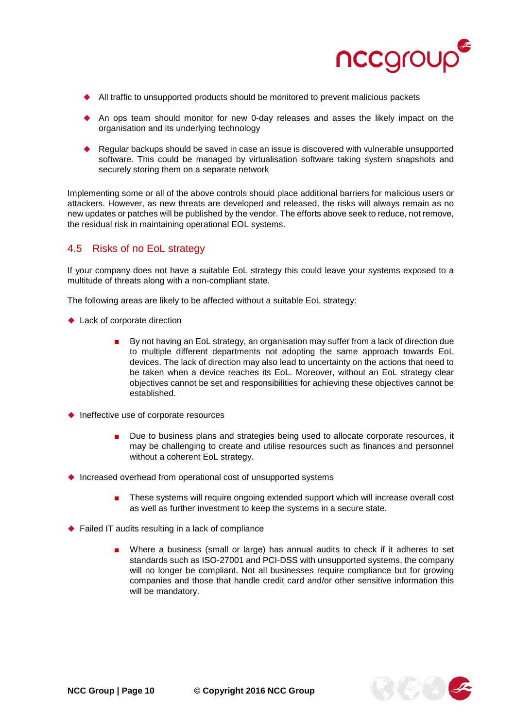- All traffic to unsupported products should be monitored to prevent malicious packets
- An ops team should monitor for new 0-day releases and asses the likely impact on the organisation and its underlying technology
- Regular backups should be saved in case an issue is discovered with vulnerable unsupported software. This could be managed by virtualisation software taking system snapshots and securely storing them on a separate network

Implementing some or all of the above controls should place additional barriers for malicious users or attackers. However, as new threats are developed and released, the risks will always remain as no new updates or patches will be published by the vendor. The efforts above seek to reduce, not remove, the residual risk in maintaining operational EOL systems.

## 4.5 Risks of no EoL strategy

If your company does not have a suitable EoL strategy this could leave your systems exposed to a multitude of threats along with a non-compliant state.

The following areas are likely to be affected without a suitable EoL strategy:

- Lack of corporate direction
  - By not having an EoL strategy, an organisation may suffer from a lack of direction due to multiple different departments not adopting the same approach towards EoL devices. The lack of direction may also lead to uncertainty on the actions that need to be taken when a device reaches its EoL. Moreover, without an EoL strategy clear objectives cannot be set and responsibilities for achieving these objectives cannot be established.
- Ineffective use of corporate resources
  - Due to business plans and strategies being used to allocate corporate resources, it may be challenging to create and utilise resources such as finances and personnel without a coherent EoL strategy.
- Increased overhead from operational cost of unsupported systems
  - These systems will require ongoing extended support which will increase overall cost as well as further investment to keep the systems in a secure state.
- Failed IT audits resulting in a lack of compliance
  - Where a business (small or large) has annual audits to check if it adheres to set standards such as ISO-27001 and PCI-DSS with unsupported systems, the company will no longer be compliant. Not all businesses require compliance but for growing companies and those that handle credit card and/or other sensitive information this will be mandatory.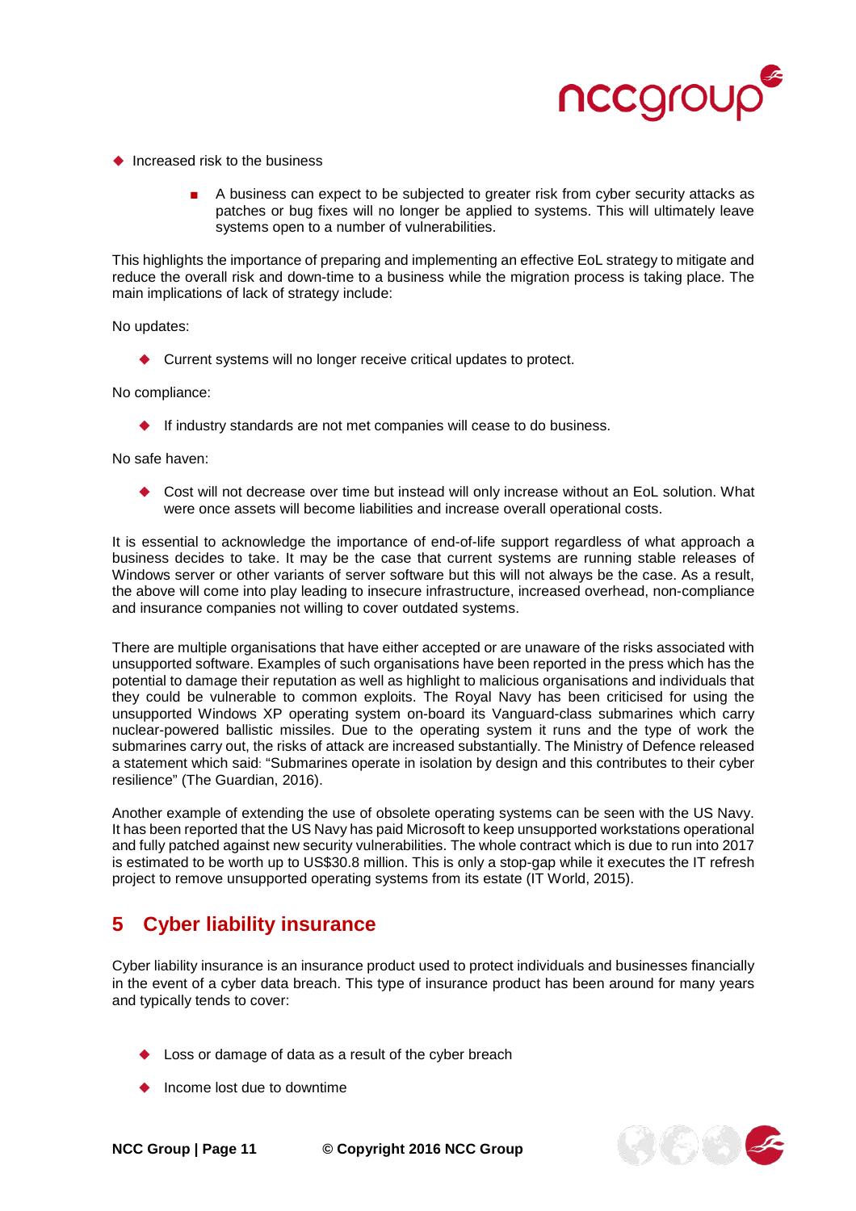- Increased risk to the business
    - A business can expect to be subjected to greater risk from cyber security attacks as patches or bug fixes will no longer be applied to systems. This will ultimately leave systems open to a number of vulnerabilities.

This highlights the importance of preparing and implementing an effective EoL strategy to mitigate and reduce the overall risk and down-time to a business while the migration process is taking place. The main implications of lack of strategy include:

No updates:

- Current systems will no longer receive critical updates to protect.

No compliance:

- If industry standards are not met companies will cease to do business.

No safe haven:

- Cost will not decrease over time but instead will only increase without an EoL solution. What were once assets will become liabilities and increase overall operational costs.

It is essential to acknowledge the importance of end-of-life support regardless of what approach a business decides to take. It may be the case that current systems are running stable releases of Windows server or other variants of server software but this will not always be the case. As a result, the above will come into play leading to insecure infrastructure, increased overhead, non-compliance and insurance companies not willing to cover outdated systems.

There are multiple organisations that have either accepted or are unaware of the risks associated with unsupported software. Examples of such organisations have been reported in the press which has the potential to damage their reputation as well as highlight to malicious organisations and individuals that they could be vulnerable to common exploits. The Royal Navy has been criticised for using the unsupported Windows XP operating system on-board its Vanguard-class submarines which carry nuclear-powered ballistic missiles. Due to the operating system it runs and the type of work the submarines carry out, the risks of attack are increased substantially. The Ministry of Defence released a statement which said: "Submarines operate in isolation by design and this contributes to their cyber resilience" (The Guardian, 2016).

Another example of extending the use of obsolete operating systems can be seen with the US Navy. It has been reported that the US Navy has paid Microsoft to keep unsupported workstations operational and fully patched against new security vulnerabilities. The whole contract which is due to run into 2017 is estimated to be worth up to US$30.8 million. This is only a stop-gap while it executes the IT refresh project to remove unsupported operating systems from its estate (IT World, 2015).

## 5 Cyber liability insurance

Cyber liability insurance is an insurance product used to protect individuals and businesses financially in the event of a cyber data breach. This type of insurance product has been around for many years and typically tends to cover:

- Loss or damage of data as a result of the cyber breach
- Income lost due to downtime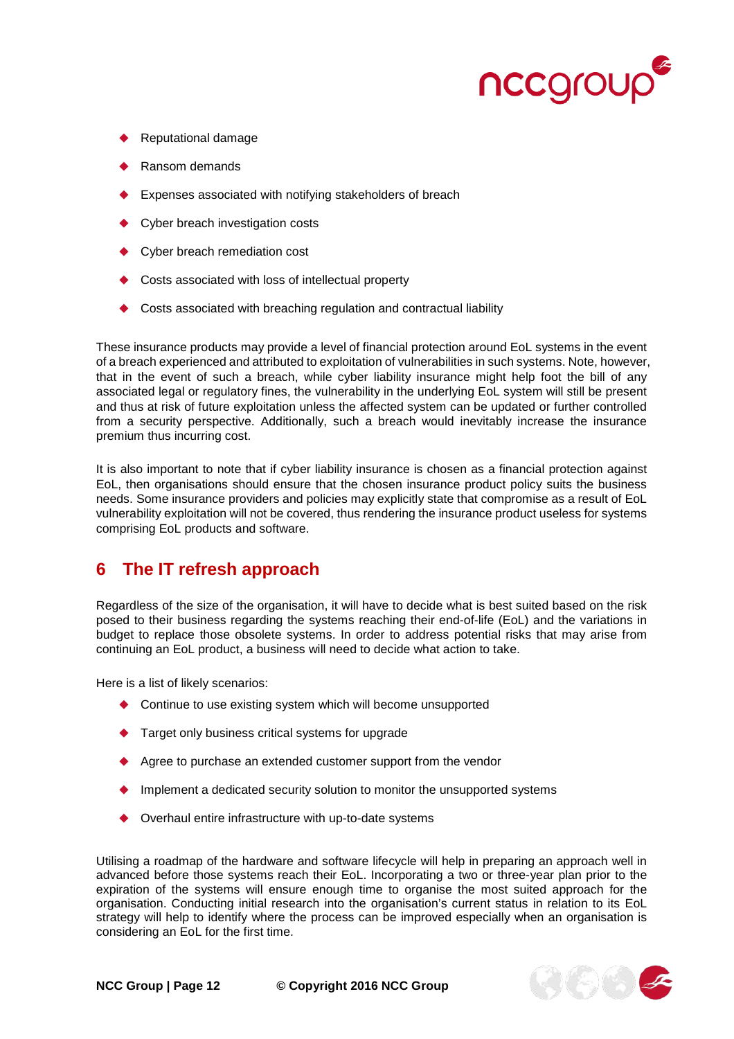- Reputational damage
- Ransom demands
- Expenses associated with notifying stakeholders of breach
- Cyber breach investigation costs
- Cyber breach remediation cost
- Costs associated with loss of intellectual property
- Costs associated with breaching regulation and contractual liability

These insurance products may provide a level of financial protection around EoL systems in the event of a breach experienced and attributed to exploitation of vulnerabilities in such systems. Note, however, that in the event of such a breach, while cyber liability insurance might help foot the bill of any associated legal or regulatory fines, the vulnerability in the underlying EoL system will still be present and thus at risk of future exploitation unless the affected system can be updated or further controlled from a security perspective. Additionally, such a breach would inevitably increase the insurance premium thus incurring cost.

It is also important to note that if cyber liability insurance is chosen as a financial protection against EoL, then organisations should ensure that the chosen insurance product policy suits the business needs. Some insurance providers and policies may explicitly state that compromise as a result of EoL vulnerability exploitation will not be covered, thus rendering the insurance product useless for systems comprising EoL products and software.

# 6 The IT refresh approach

Regardless of the size of the organisation, it will have to decide what is best suited based on the risk posed to their business regarding the systems reaching their end-of-life (EoL) and the variations in budget to replace those obsolete systems. In order to address potential risks that may arise from continuing an EoL product, a business will need to decide what action to take.

Here is a list of likely scenarios:

- Continue to use existing system which will become unsupported
- Target only business critical systems for upgrade
- Agree to purchase an extended customer support from the vendor
- Implement a dedicated security solution to monitor the unsupported systems
- Overhaul entire infrastructure with up-to-date systems

Utilising a roadmap of the hardware and software lifecycle will help in preparing an approach well in advanced before those systems reach their EoL. Incorporating a two or three-year plan prior to the expiration of the systems will ensure enough time to organise the most suited approach for the organisation. Conducting initial research into the organisation's current status in relation to its EoL strategy will help to identify where the process can be improved especially when an organisation is considering an EoL for the first time.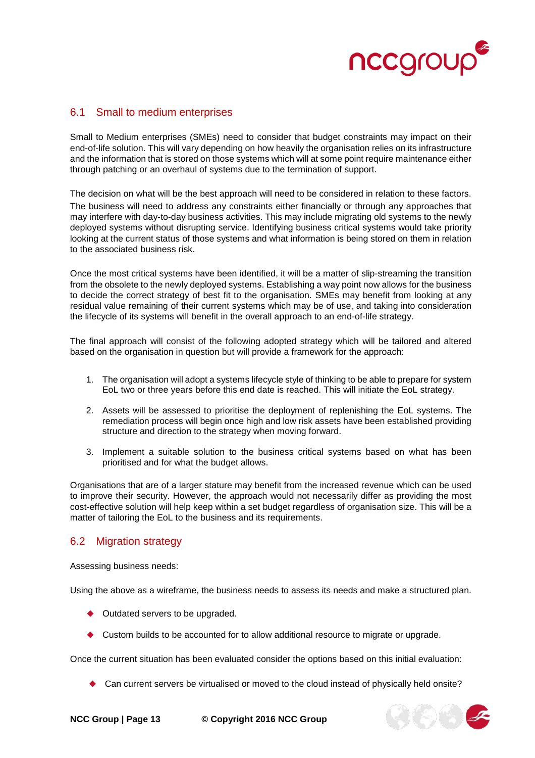## 6.1 Small to medium enterprises

Small to Medium enterprises (SMEs) need to consider that budget constraints may impact on their end-of-life solution. This will vary depending on how heavily the organisation relies on its infrastructure and the information that is stored on those systems which will at some point require maintenance either through patching or an overhaul of systems due to the termination of support.

The decision on what will be the best approach will need to be considered in relation to these factors. The business will need to address any constraints either financially or through any approaches that may interfere with day-to-day business activities. This may include migrating old systems to the newly deployed systems without disrupting service. Identifying business critical systems would take priority looking at the current status of those systems and what information is being stored on them in relation to the associated business risk.

Once the most critical systems have been identified, it will be a matter of slip-streaming the transition from the obsolete to the newly deployed systems. Establishing a way point now allows for the business to decide the correct strategy of best fit to the organisation. SMEs may benefit from looking at any residual value remaining of their current systems which may be of use, and taking into consideration the lifecycle of its systems will benefit in the overall approach to an end-of-life strategy.

The final approach will consist of the following adopted strategy which will be tailored and altered based on the organisation in question but will provide a framework for the approach:

1. The organisation will adopt a systems lifecycle style of thinking to be able to prepare for system EoL two or three years before this end date is reached. This will initiate the EoL strategy.
2. Assets will be assessed to prioritise the deployment of replenishing the EoL systems. The remediation process will begin once high and low risk assets have been established providing structure and direction to the strategy when moving forward.
3. Implement a suitable solution to the business critical systems based on what has been prioritised and for what the budget allows.

Organisations that are of a larger stature may benefit from the increased revenue which can be used to improve their security. However, the approach would not necessarily differ as providing the most cost-effective solution will help keep within a set budget regardless of organisation size. This will be a matter of tailoring the EoL to the business and its requirements.

## 6.2 Migration strategy

Assessing business needs:

Using the above as a wireframe, the business needs to assess its needs and make a structured plan.

- Outdated servers to be upgraded.
- Custom builds to be accounted for to allow additional resource to migrate or upgrade.

Once the current situation has been evaluated consider the options based on this initial evaluation:

- Can current servers be virtualised or moved to the cloud instead of physically held onsite?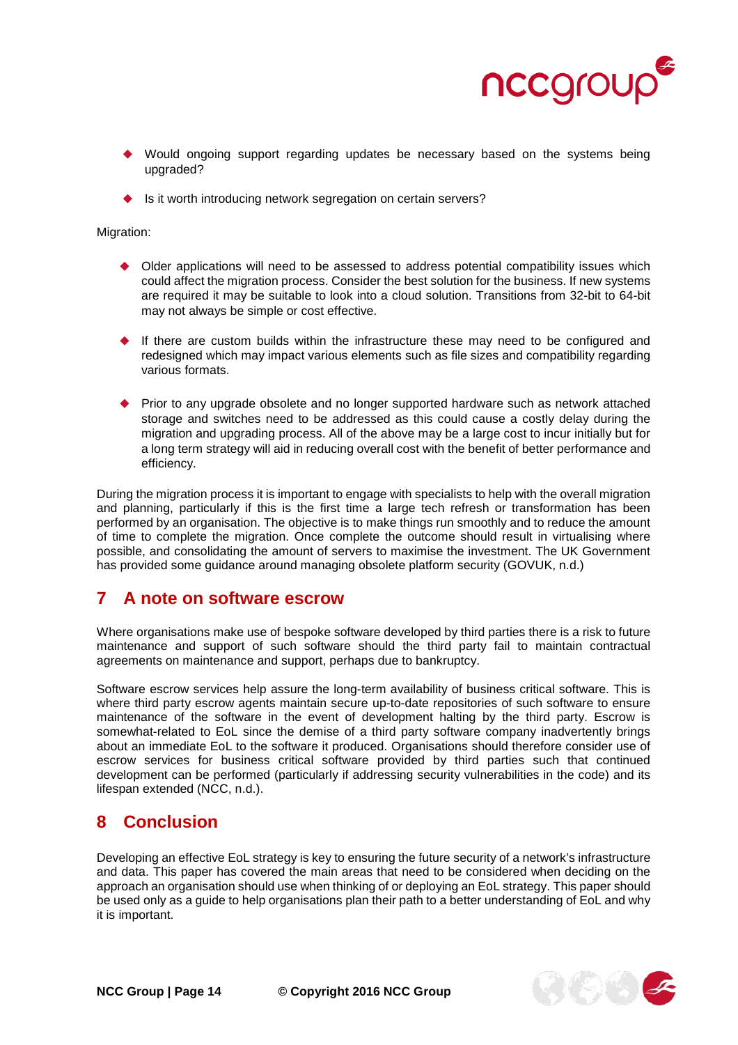- Would ongoing support regarding updates be necessary based on the systems being upgraded?
- Is it worth introducing network segregation on certain servers?

Migration:

- Older applications will need to be assessed to address potential compatibility issues which could affect the migration process. Consider the best solution for the business. If new systems are required it may be suitable to look into a cloud solution. Transitions from 32-bit to 64-bit may not always be simple or cost effective.
- If there are custom builds within the infrastructure these may need to be configured and redesigned which may impact various elements such as file sizes and compatibility regarding various formats.
- Prior to any upgrade obsolete and no longer supported hardware such as network attached storage and switches need to be addressed as this could cause a costly delay during the migration and upgrading process. All of the above may be a large cost to incur initially but for a long term strategy will aid in reducing overall cost with the benefit of better performance and efficiency.

During the migration process it is important to engage with specialists to help with the overall migration and planning, particularly if this is the first time a large tech refresh or transformation has been performed by an organisation. The objective is to make things run smoothly and to reduce the amount of time to complete the migration. Once complete the outcome should result in virtualising where possible, and consolidating the amount of servers to maximise the investment. The UK Government has provided some guidance around managing obsolete platform security (GOVUK, n.d.)

## 7 A note on software escrow

Where organisations make use of bespoke software developed by third parties there is a risk to future maintenance and support of such software should the third party fail to maintain contractual agreements on maintenance and support, perhaps due to bankruptcy.

Software escrow services help assure the long-term availability of business critical software. This is where third party escrow agents maintain secure up-to-date repositories of such software to ensure maintenance of the software in the event of development halting by the third party. Escrow is somewhat-related to EoL since the demise of a third party software company inadvertently brings about an immediate EoL to the software it produced. Organisations should therefore consider use of escrow services for business critical software provided by third parties such that continued development can be performed (particularly if addressing security vulnerabilities in the code) and its lifespan extended (NCC, n.d.).

## 8 Conclusion

Developing an effective EoL strategy is key to ensuring the future security of a network's infrastructure and data. This paper has covered the main areas that need to be considered when deciding on the approach an organisation should use when thinking of or deploying an EoL strategy. This paper should be used only as a guide to help organisations plan their path to a better understanding of EoL and why it is important.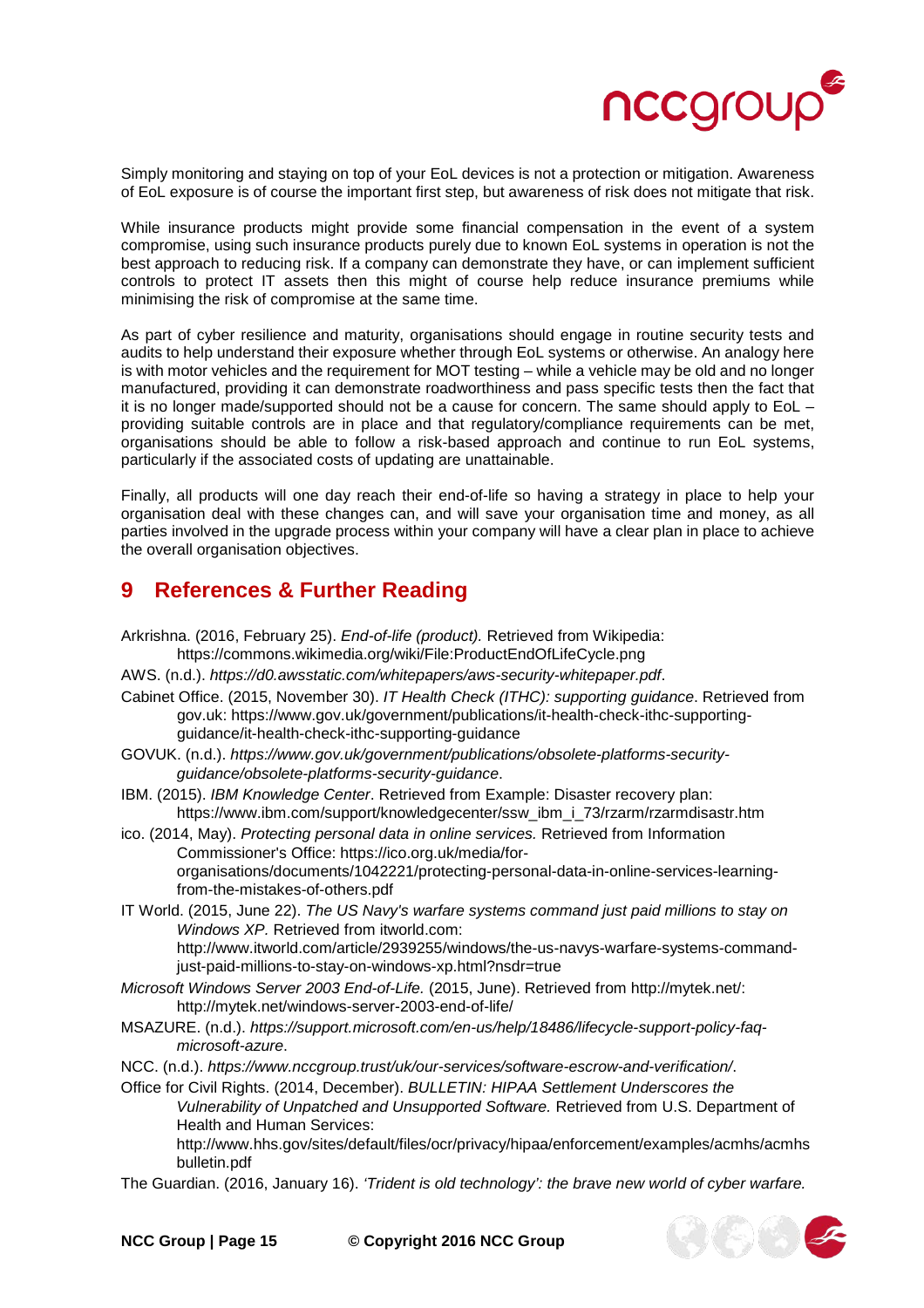Simply monitoring and staying on top of your EoL devices is not a protection or mitigation. Awareness of EoL exposure is of course the important first step, but awareness of risk does not mitigate that risk.

While insurance products might provide some financial compensation in the event of a system compromise, using such insurance products purely due to known EoL systems in operation is not the best approach to reducing risk. If a company can demonstrate they have, or can implement sufficient controls to protect IT assets then this might of course help reduce insurance premiums while minimising the risk of compromise at the same time.

As part of cyber resilience and maturity, organisations should engage in routine security tests and audits to help understand their exposure whether through EoL systems or otherwise. An analogy here is with motor vehicles and the requirement for MOT testing – while a vehicle may be old and no longer manufactured, providing it can demonstrate roadworthiness and pass specific tests then the fact that it is no longer made/supported should not be a cause for concern. The same should apply to EoL – providing suitable controls are in place and that regulatory/compliance requirements can be met, organisations should be able to follow a risk-based approach and continue to run EoL systems, particularly if the associated costs of updating are unattainable.

Finally, all products will one day reach their end-of-life so having a strategy in place to help your organisation deal with these changes can, and will save your organisation time and money, as all parties involved in the upgrade process within your company will have a clear plan in place to achieve the overall organisation objectives.

# 9 References & Further Reading

Arkrishna. (2016, February 25). *End-of-life (product).* Retrieved from Wikipedia: https://commons.wikimedia.org/wiki/File:ProductEndOfLifeCycle.png

AWS. (n.d.). *https://d0.awsstatic.com/whitepapers/aws-security-whitepaper.pdf*.

Cabinet Office. (2015, November 30). *IT Health Check (ITHC): supporting guidance*. Retrieved from gov.uk: https://www.gov.uk/government/publications/it-health-check-ithc-supporting-guidance/it-health-check-ithc-supporting-guidance

GOVUK. (n.d.). *https://www.gov.uk/government/publications/obsolete-platforms-security-guidance/obsolete-platforms-security-guidance*.

IBM. (2015). *IBM Knowledge Center*. Retrieved from Example: Disaster recovery plan: https://www.ibm.com/support/knowledgecenter/ssw_ibm_i_73/rzarm/rzarmdisastr.htm

ico. (2014, May). *Protecting personal data in online services.* Retrieved from Information Commissioner's Office: https://ico.org.uk/media/for-organisations/documents/1042221/protecting-personal-data-in-online-services-learning-from-the-mistakes-of-others.pdf

IT World. (2015, June 22). *The US Navy's warfare systems command just paid millions to stay on Windows XP.* Retrieved from itworld.com: http://www.itworld.com/article/2939255/windows/the-us-navys-warfare-systems-command-just-paid-millions-to-stay-on-windows-xp.html?nsdr=true

*Microsoft Windows Server 2003 End-of-Life.* (2015, June). Retrieved from http://mytek.net/: http://mytek.net/windows-server-2003-end-of-life/

MSAZURE. (n.d.). *https://support.microsoft.com/en-us/help/18486/lifecycle-support-policy-faq-microsoft-azure*.

NCC. (n.d.). *https://www.nccgroup.trust/uk/our-services/software-escrow-and-verification/*.

Office for Civil Rights. (2014, December). *BULLETIN: HIPAA Settlement Underscores the Vulnerability of Unpatched and Unsupported Software.* Retrieved from U.S. Department of Health and Human Services: http://www.hhs.gov/sites/default/files/ocr/privacy/hipaa/enforcement/examples/acmhs/acmhsbulletin.pdf

The Guardian. (2016, January 16). *'Trident is old technology': the brave new world of cyber warfare.*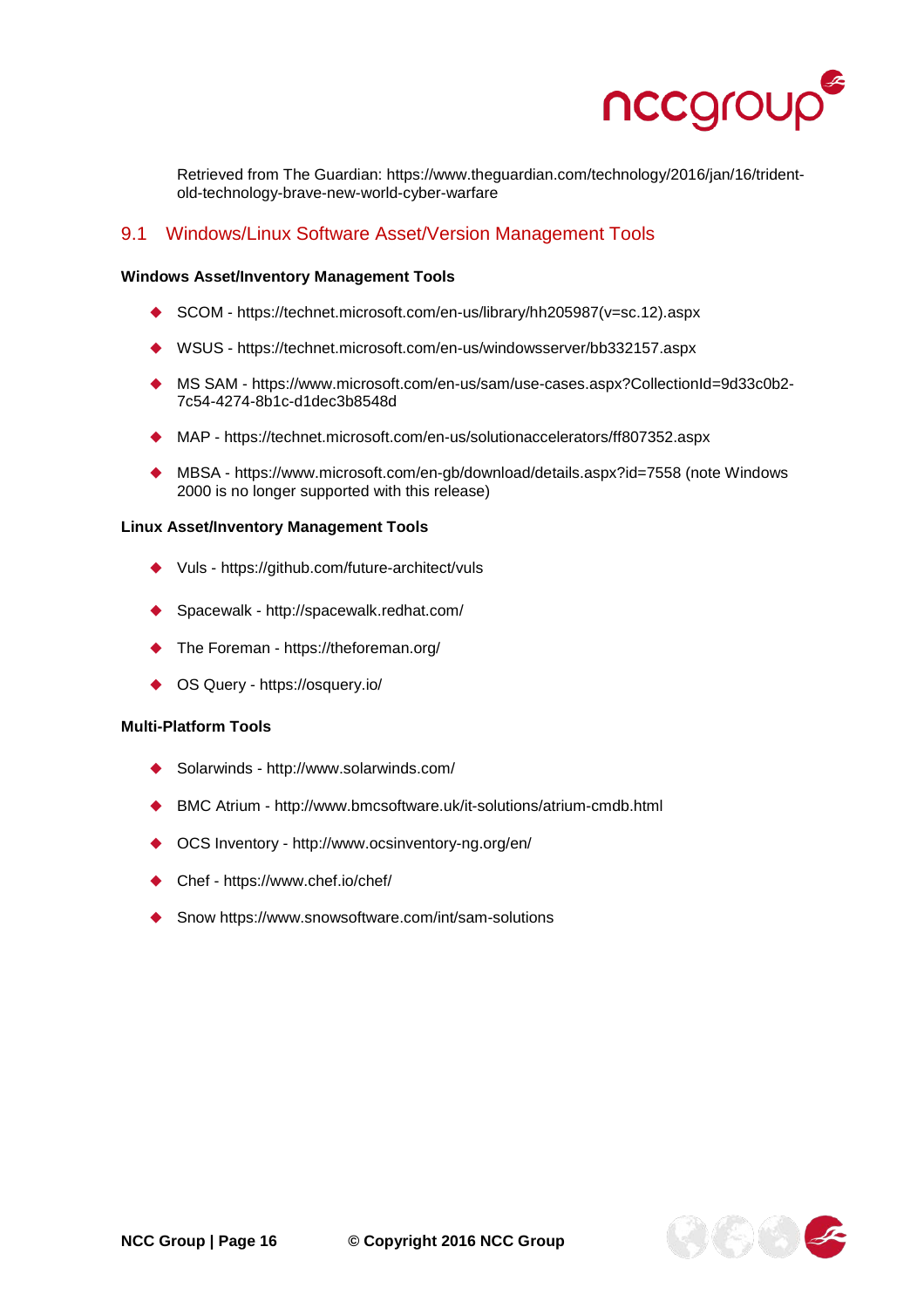Retrieved from The Guardian: https://www.theguardian.com/technology/2016/jan/16/trident-old-technology-brave-new-world-cyber-warfare

## 9.1 Windows/Linux Software Asset/Version Management Tools

**Windows Asset/Inventory Management Tools**

- SCOM - https://technet.microsoft.com/en-us/library/hh205987(v=sc.12).aspx
- WSUS - https://technet.microsoft.com/en-us/windowsserver/bb332157.aspx
- MS SAM - https://www.microsoft.com/en-us/sam/use-cases.aspx?CollectionId=9d33c0b2-7c54-4274-8b1c-d1dec3b8548d
- MAP - https://technet.microsoft.com/en-us/solutionaccelerators/ff807352.aspx
- MBSA - https://www.microsoft.com/en-gb/download/details.aspx?id=7558 (note Windows 2000 is no longer supported with this release)

**Linux Asset/Inventory Management Tools**

- Vuls - https://github.com/future-architect/vuls
- Spacewalk - http://spacewalk.redhat.com/
- The Foreman - https://theforeman.org/
- OS Query - https://osquery.io/

**Multi-Platform Tools**

- Solarwinds - http://www.solarwinds.com/
- BMC Atrium - http://www.bmcsoftware.uk/it-solutions/atrium-cmdb.html
- OCS Inventory - http://www.ocsinventory-ng.org/en/
- Chef - https://www.chef.io/chef/
- Snow https://www.snowsoftware.com/int/sam-solutions